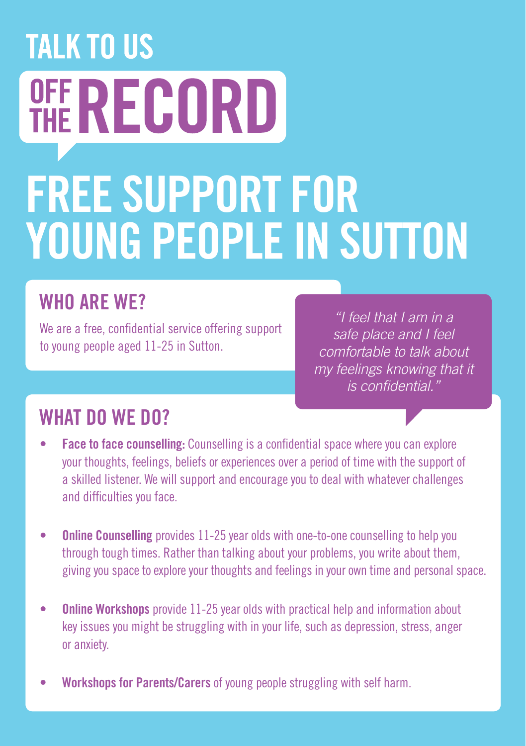# TALK TO US OFF THE RECORD

# FREE SUPPORT FOR YOUNG PEOPLE IN SUTTON

## WHO ARE WE?

We are a free, confidential service offering support to young people aged 11-25 in Sutton.

*"I feel that I am in a safe place and I feel comfortable to talk about my feelings knowing that it is confidential."*

## WHAT DO WE DO?

- **Face to face counselling:** Counselling is a confidential space where you can explore your thoughts, feelings, beliefs or experiences over a period of time with the support of a skilled listener. We will support and encourage you to deal with whatever challenges and difficulties you face.

- **Online Counselling** provides 11-25 year olds with one-to-one counselling to help you through tough times. Rather than talking about your problems, you write about them, giving you space to explore your thoughts and feelings in your own time and personal space.

- **Online Workshops** provide 11-25 year olds with practical help and information about key issues you might be struggling with in your life, such as depression, stress, anger or anxiety.

- **Workshops for Parents/Carers** of young people struggling with self harm.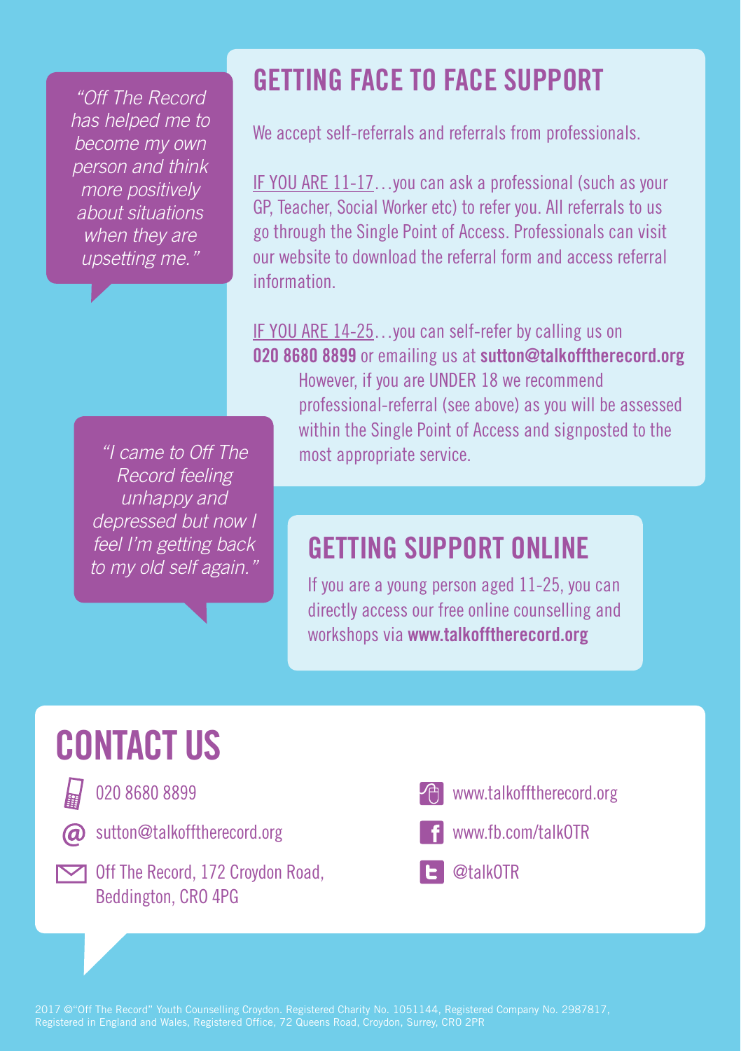*"Off The Record has helped me to become my own person and think more positively about situations when they are upsetting me."*

## GETTING FACE TO FACE SUPPORT

We accept self-referrals and referrals from professionals.

IF YOU ARE 11-17…you can ask a professional (such as your GP, Teacher, Social Worker etc) to refer you. All referrals to us go through the Single Point of Access. Professionals can visit our website to download the referral form and access referral information.

IF YOU ARE 14-25…you can self-refer by calling us on **020 8680 8899** or emailing us at **sutton@talkofftherecord.org** However, if you are UNDER 18 we recommend professional-referral (see above) as you will be assessed within the Single Point of Access and signposted to the most appropriate service.

*"I came to Off The Record feeling unhappy and depressed but now I feel I'm getting back to my old self again."*

## GETTING SUPPORT ONLINE

If you are a young person aged 11-25, you can directly access our free online counselling and workshops via **www.talkofftherecord.org**

# CONTACT US

020 8680 8899

sutton@talkofftherecord.org

Off The Record, 172 Croydon Road, Beddington, CR0 4PG

www.talkofftherecord.org

www.fb.com/talkOTR

@talkOTR

2017 ©"Off The Record" Youth Counselling Croydon. Registered Charity No. 1051144, Registered Company No. 2987817, Registered in England and Wales, Registered Office, 72 Queens Road, Croydon, Surrey, CR0 2PR